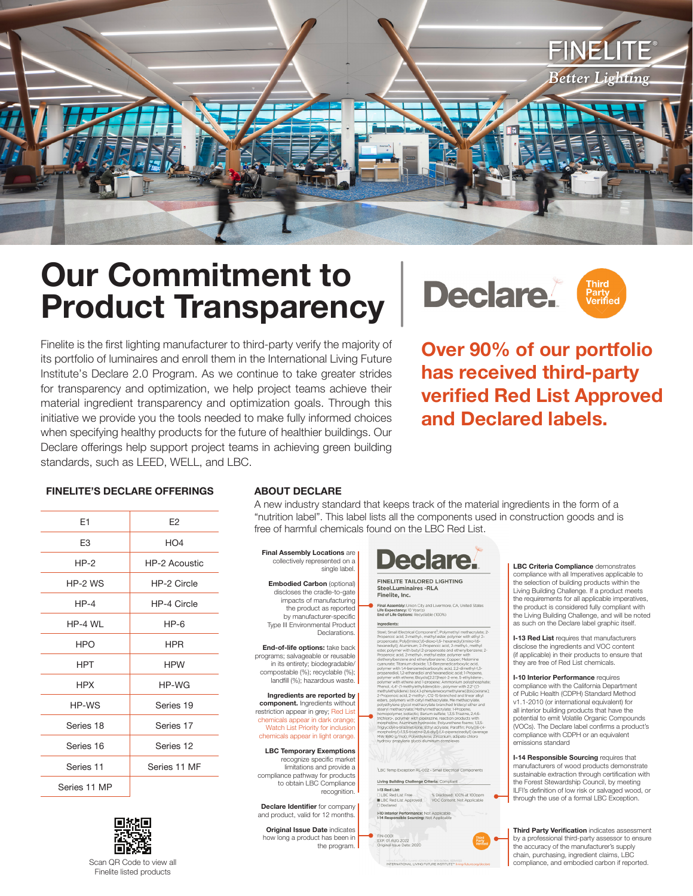FINELITE®

*Better Lighting*

# Our Commitment to Product Transparency

Declare. Third Party Verified

Finelite is the first lighting manufacturer to third-party verify the majority of its portfolio of luminaires and enroll them in the International Living Future Institute's Declare 2.0 Program. As we continue to take greater strides for transparency and optimization, we help project teams achieve their material ingredient transparency and optimization goals. Through this initiative we provide you the tools needed to make fully informed choices when specifying healthy products for the future of healthier buildings. Our Declare offerings help support project teams in achieving green building standards, such as LEED, WELL, and LBC.

**Over 90% of our portfolio has received third-party verified Red List Approved and Declared labels.**

### FINELITE'S DECLARE OFFERINGS

| | |
|---|---|
| E1 | E2 |
| E3 | HO4 |
| HP-2 | HP-2 Acoustic |
| HP-2 WS | HP-2 Circle |
| HP-4 | HP-4 Circle |
| HP-4 WL | HP-6 |
| HPO | HPR |
| HPT | HPW |
| HPX | HP-WG |
| HP-WS | Series 19 |
| Series 18 | Series 17 |
| Series 16 | Series 12 |
| Series 11 | Series 11 MF |
| Series 11 MP | |

Scan QR Code to view all Finelite listed products

### ABOUT DECLARE

A new industry standard that keeps track of the material ingredients in the form of a "nutrition label". This label lists all the components used in construction goods and is free of harmful chemicals found on the LBC Red List.

**Final Assembly Locations** are collectively represented on a single label.

**Embodied Carbon** (optional) discloses the cradle-to-gate impacts of manufacturing the product as reported by manufacturer-specific Type III Environmental Product Declarations.

**End-of-life options:** take back programs; salvageable or reusable in its entirety; biodegradable/ compostable (%); recyclable (%); landfill (%); hazardous waste.

**Ingredients are reported by component.** Ingredients without restriction appear in grey; Red List chemicals appear in dark orange; Watch List Priority for inclusion chemicals appear in light orange.

**LBC Temporary Exemptions** recognize specific market limitations and provide a compliance pathway for products to obtain LBC Compliance recognition.

**Declare Identifier** for company and product, valid for 12 months.

**Original Issue Date** indicates how long a product has been in the program.

**LBC Criteria Compliance** demonstrates compliance with all Imperatives applicable to the selection of building products within the Living Building Challenge. If a product meets the requirements for all applicable imperatives, the product is considered fully compliant with the Living Building Challenge, and will be noted as such on the Declare label graphic itself.

**I-13 Red List** requires that manufacturers disclose the ingredients and VOC content (if applicable) in their products to ensure that they are free of Red List chemicals.

**I-10 Interior Performance** requires compliance with the California Department of Public Health (CDPH) Standard Method v1.1-2010 (or international equivalent) for all interior building products that have the potential to emit Volatile Organic Compounds (VOCs). The Declare label confirms a product's compliance with CDPH or an equivalent emissions standard

**I-14 Responsible Sourcing** requires that manufacturers of wood products demonstrate sustainable extraction through certification with the Forest Stewardship Council, by meeting ILFI's definition of low risk or salvaged wood, or through the use of a formal LBC Exception.

**Third Party Verification** indicates assessment by a professional third-party assessor to ensure the accuracy of the manufacturer's supply chain, purchasing, ingredient claims, LBC compliance, and embodied carbon if reported.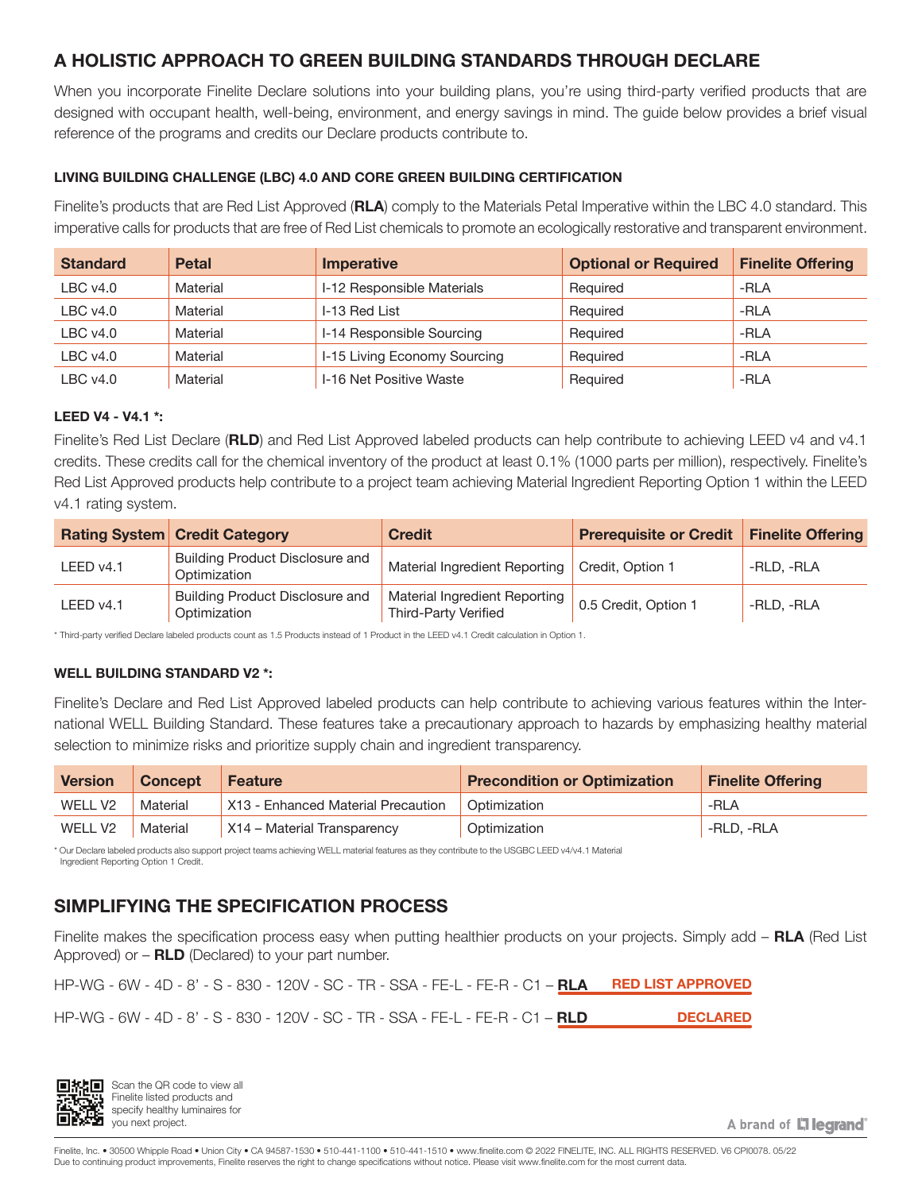## A HOLISTIC APPROACH TO GREEN BUILDING STANDARDS THROUGH DECLARE

When you incorporate Finelite Declare solutions into your building plans, you're using third-party verified products that are designed with occupant health, well-being, environment, and energy savings in mind. The guide below provides a brief visual reference of the programs and credits our Declare products contribute to.

### LIVING BUILDING CHALLENGE (LBC) 4.0 AND CORE GREEN BUILDING CERTIFICATION

Finelite's products that are Red List Approved (**RLA**) comply to the Materials Petal Imperative within the LBC 4.0 standard. This imperative calls for products that are free of Red List chemicals to promote an ecologically restorative and transparent environment.

| Standard | Petal | Imperative | Optional or Required | Finelite Offering |
|---|---|---|---|---|
| LBC v4.0 | Material | I-12 Responsible Materials | Required | -RLA |
| LBC v4.0 | Material | I-13 Red List | Required | -RLA |
| LBC v4.0 | Material | I-14 Responsible Sourcing | Required | -RLA |
| LBC v4.0 | Material | I-15 Living Economy Sourcing | Required | -RLA |
| LBC v4.0 | Material | I-16 Net Positive Waste | Required | -RLA |

### LEED V4 - V4.1 *:

Finelite's Red List Declare (**RLD**) and Red List Approved labeled products can help contribute to achieving LEED v4 and v4.1 credits. These credits call for the chemical inventory of the product at least 0.1% (1000 parts per million), respectively. Finelite's Red List Approved products help contribute to a project team achieving Material Ingredient Reporting Option 1 within the LEED v4.1 rating system.

| Rating System | Credit Category | Credit | Prerequisite or Credit | Finelite Offering |
|---|---|---|---|---|
| LEED v4.1 | Building Product Disclosure and Optimization | Material Ingredient Reporting | Credit, Option 1 | -RLD, -RLA |
| LEED v4.1 | Building Product Disclosure and Optimization | Material Ingredient Reporting Third-Party Verified | 0.5 Credit, Option 1 | -RLD, -RLA |

* Third-party verified Declare labeled products count as 1.5 Products instead of 1 Product in the LEED v4.1 Credit calculation in Option 1.

### WELL BUILDING STANDARD V2 *:

Finelite's Declare and Red List Approved labeled products can help contribute to achieving various features within the International WELL Building Standard. These features take a precautionary approach to hazards by emphasizing healthy material selection to minimize risks and prioritize supply chain and ingredient transparency.

| Version | Concept | Feature | Precondition or Optimization | Finelite Offering |
|---|---|---|---|---|
| WELL V2 | Material | X13 - Enhanced Material Precaution | Optimization | -RLA |
| WELL V2 | Material | X14 – Material Transparency | Optimization | -RLD, -RLA |

* Our Declare labeled products also support project teams achieving WELL material features as they contribute to the USGBC LEED v4/v4.1 Material Ingredient Reporting Option 1 Credit.

## SIMPLIFYING THE SPECIFICATION PROCESS

Finelite makes the specification process easy when putting healthier products on your projects. Simply add – **RLA** (Red List Approved) or – **RLD** (Declared) to your part number.

HP-WG - 6W - 4D - 8' - S - 830 - 120V - SC - TR - SSA - FE-L - FE-R - C1 – **RLA** **RED LIST APPROVED**

HP-WG - 6W - 4D - 8' - S - 830 - 120V - SC - TR - SSA - FE-L - FE-R - C1 – **RLD** **DECLARED**

Scan the QR code to view all Finelite listed products and specify healthy luminaires for you next project.

A brand of legrand

Finelite, Inc. • 30500 Whipple Road • Union City • CA 94587-1530 • 510-441-1100 • 510-441-1510 • www.finelite.com © 2022 FINELITE, INC. ALL RIGHTS RESERVED. V6 CPI0078. 05/22
Due to continuing product improvements, Finelite reserves the right to change specifications without notice. Please visit www.finelite.com for the most current data.